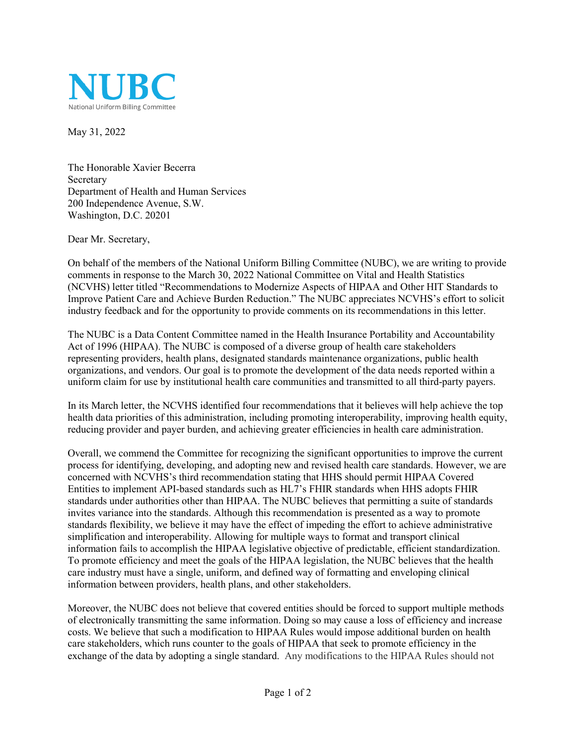# NUBC

National Uniform Billing Committee

May 31, 2022

The Honorable Xavier Becerra
Secretary
Department of Health and Human Services
200 Independence Avenue, S.W.
Washington, D.C. 20201

Dear Mr. Secretary,

On behalf of the members of the National Uniform Billing Committee (NUBC), we are writing to provide comments in response to the March 30, 2022 National Committee on Vital and Health Statistics (NCVHS) letter titled "Recommendations to Modernize Aspects of HIPAA and Other HIT Standards to Improve Patient Care and Achieve Burden Reduction." The NUBC appreciates NCVHS's effort to solicit industry feedback and for the opportunity to provide comments on its recommendations in this letter.

The NUBC is a Data Content Committee named in the Health Insurance Portability and Accountability Act of 1996 (HIPAA). The NUBC is composed of a diverse group of health care stakeholders representing providers, health plans, designated standards maintenance organizations, public health organizations, and vendors. Our goal is to promote the development of the data needs reported within a uniform claim for use by institutional health care communities and transmitted to all third-party payers.

In its March letter, the NCVHS identified four recommendations that it believes will help achieve the top health data priorities of this administration, including promoting interoperability, improving health equity, reducing provider and payer burden, and achieving greater efficiencies in health care administration.

Overall, we commend the Committee for recognizing the significant opportunities to improve the current process for identifying, developing, and adopting new and revised health care standards. However, we are concerned with NCVHS's third recommendation stating that HHS should permit HIPAA Covered Entities to implement API-based standards such as HL7's FHIR standards when HHS adopts FHIR standards under authorities other than HIPAA. The NUBC believes that permitting a suite of standards invites variance into the standards. Although this recommendation is presented as a way to promote standards flexibility, we believe it may have the effect of impeding the effort to achieve administrative simplification and interoperability. Allowing for multiple ways to format and transport clinical information fails to accomplish the HIPAA legislative objective of predictable, efficient standardization. To promote efficiency and meet the goals of the HIPAA legislation, the NUBC believes that the health care industry must have a single, uniform, and defined way of formatting and enveloping clinical information between providers, health plans, and other stakeholders.

Moreover, the NUBC does not believe that covered entities should be forced to support multiple methods of electronically transmitting the same information. Doing so may cause a loss of efficiency and increase costs. We believe that such a modification to HIPAA Rules would impose additional burden on health care stakeholders, which runs counter to the goals of HIPAA that seek to promote efficiency in the exchange of the data by adopting a single standard. Any modifications to the HIPAA Rules should not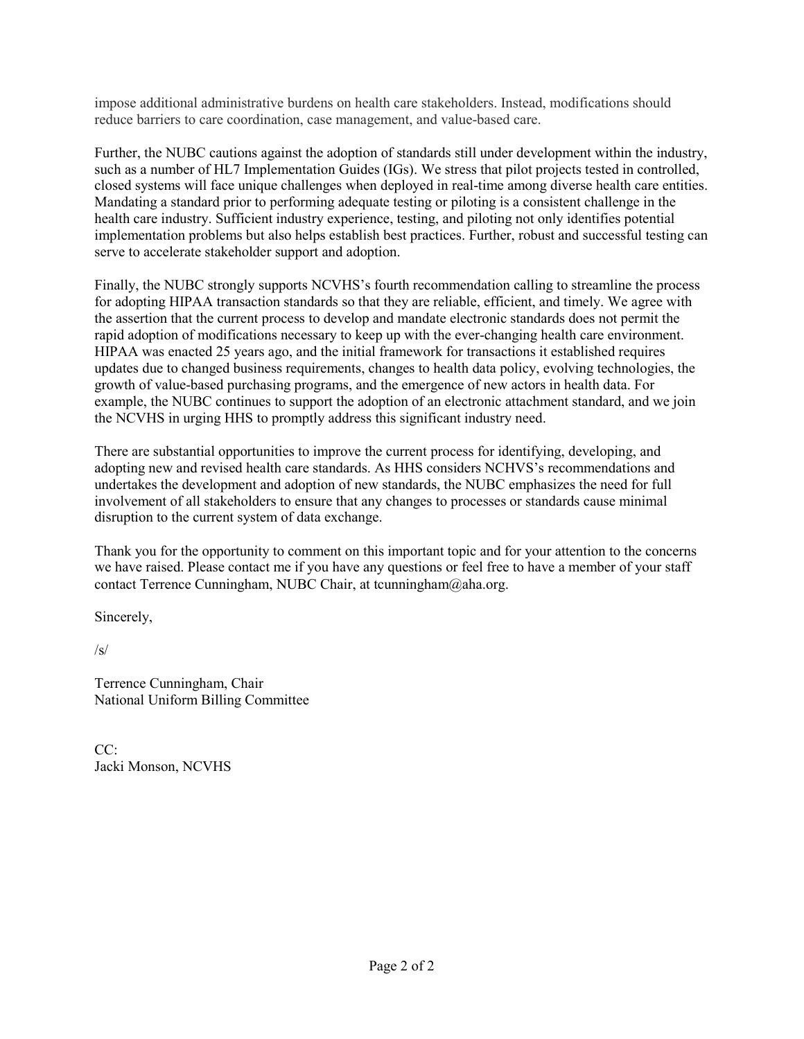impose additional administrative burdens on health care stakeholders. Instead, modifications should reduce barriers to care coordination, case management, and value-based care.

Further, the NUBC cautions against the adoption of standards still under development within the industry, such as a number of HL7 Implementation Guides (IGs). We stress that pilot projects tested in controlled, closed systems will face unique challenges when deployed in real-time among diverse health care entities. Mandating a standard prior to performing adequate testing or piloting is a consistent challenge in the health care industry. Sufficient industry experience, testing, and piloting not only identifies potential implementation problems but also helps establish best practices. Further, robust and successful testing can serve to accelerate stakeholder support and adoption.

Finally, the NUBC strongly supports NCVHS's fourth recommendation calling to streamline the process for adopting HIPAA transaction standards so that they are reliable, efficient, and timely. We agree with the assertion that the current process to develop and mandate electronic standards does not permit the rapid adoption of modifications necessary to keep up with the ever-changing health care environment. HIPAA was enacted 25 years ago, and the initial framework for transactions it established requires updates due to changed business requirements, changes to health data policy, evolving technologies, the growth of value-based purchasing programs, and the emergence of new actors in health data. For example, the NUBC continues to support the adoption of an electronic attachment standard, and we join the NCVHS in urging HHS to promptly address this significant industry need.

There are substantial opportunities to improve the current process for identifying, developing, and adopting new and revised health care standards. As HHS considers NCHVS's recommendations and undertakes the development and adoption of new standards, the NUBC emphasizes the need for full involvement of all stakeholders to ensure that any changes to processes or standards cause minimal disruption to the current system of data exchange.

Thank you for the opportunity to comment on this important topic and for your attention to the concerns we have raised. Please contact me if you have any questions or feel free to have a member of your staff contact Terrence Cunningham, NUBC Chair, at tcunningham@aha.org.

Sincerely,

/s/

Terrence Cunningham, Chair
National Uniform Billing Committee

CC:
Jacki Monson, NCVHS